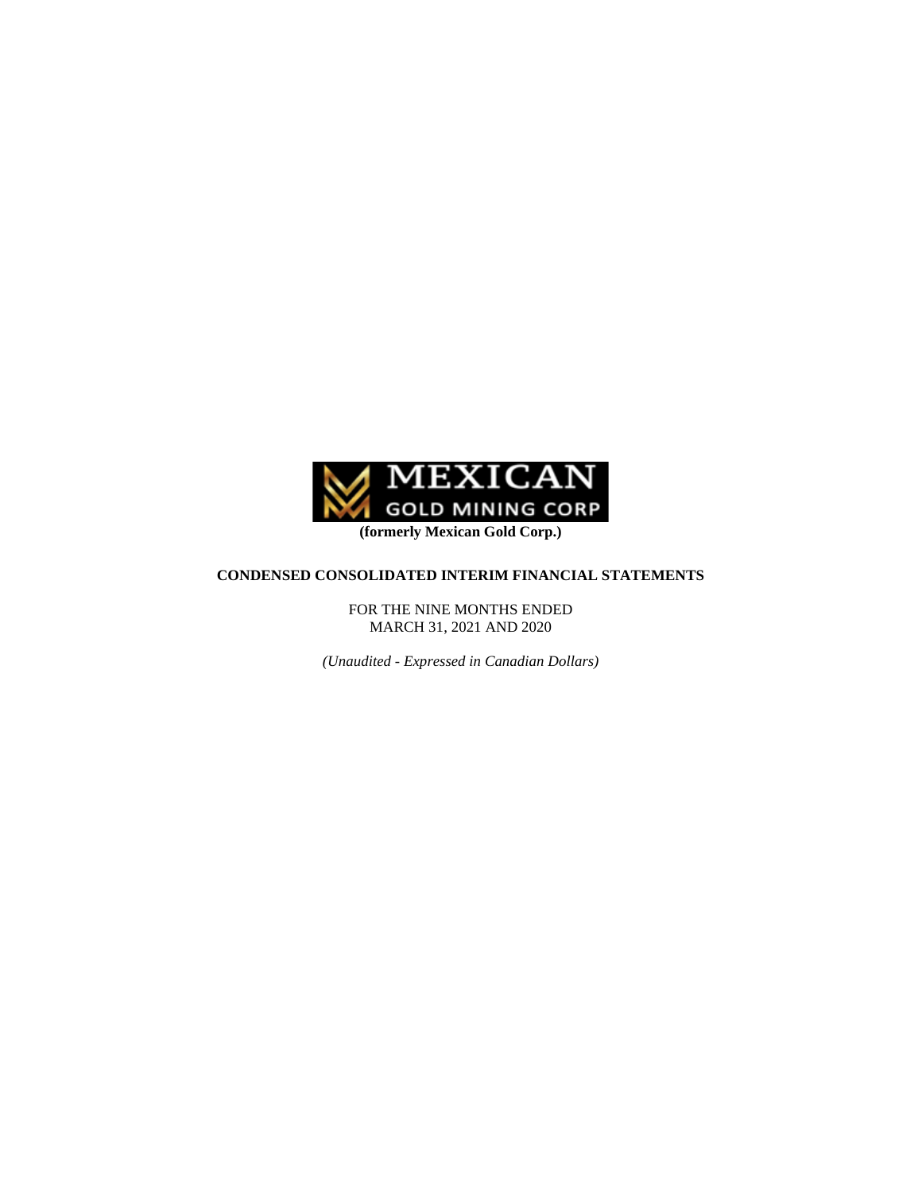**MEXICAN GOLD MINING CORP**

**(formerly Mexican Gold Corp.)**

**CONDENSED CONSOLIDATED INTERIM FINANCIAL STATEMENTS**

FOR THE NINE MONTHS ENDED
MARCH 31, 2021 AND 2020

*(Unaudited - Expressed in Canadian Dollars)*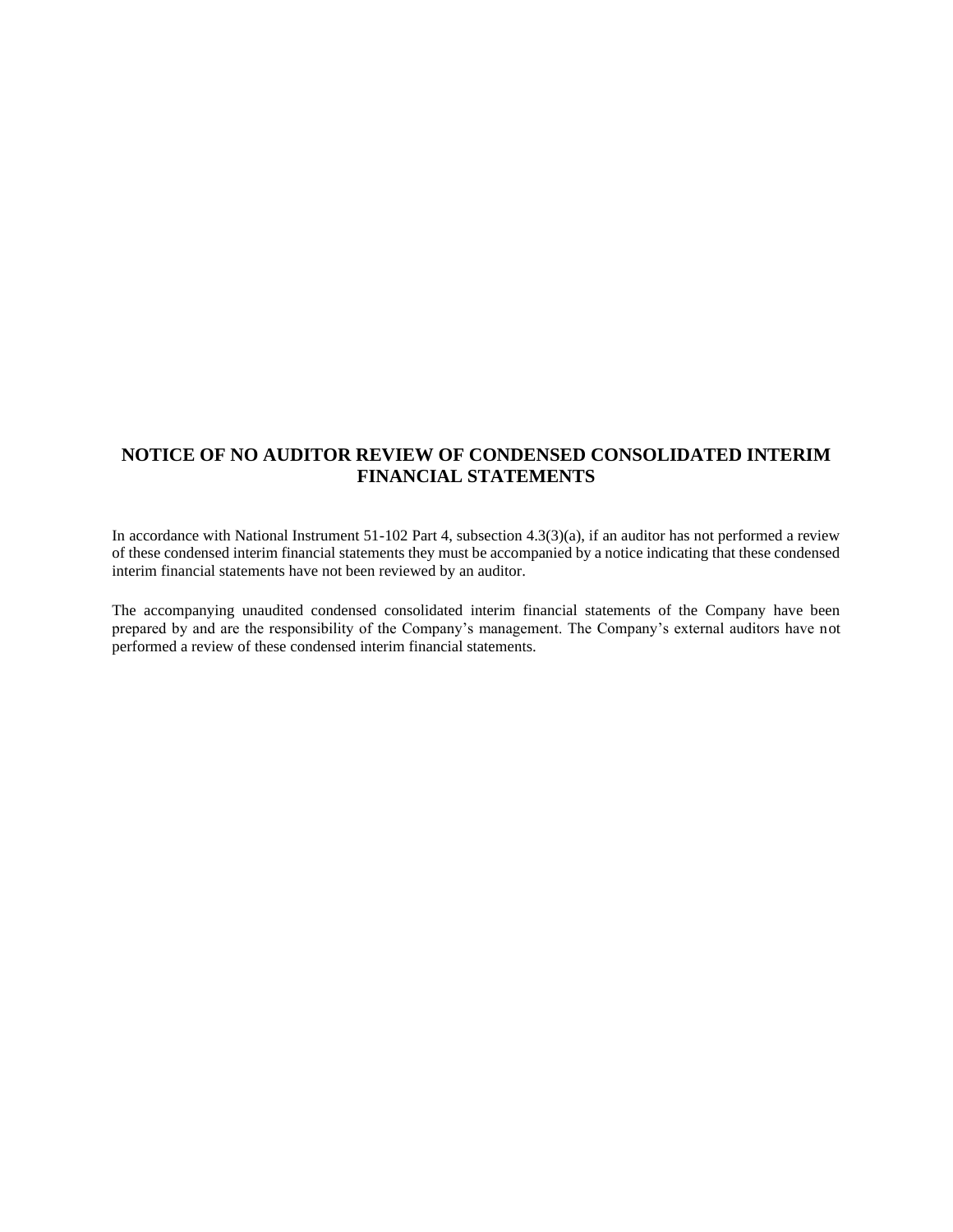# NOTICE OF NO AUDITOR REVIEW OF CONDENSED CONSOLIDATED INTERIM FINANCIAL STATEMENTS

In accordance with National Instrument 51-102 Part 4, subsection 4.3(3)(a), if an auditor has not performed a review of these condensed interim financial statements they must be accompanied by a notice indicating that these condensed interim financial statements have not been reviewed by an auditor.

The accompanying unaudited condensed consolidated interim financial statements of the Company have been prepared by and are the responsibility of the Company's management. The Company's external auditors have not performed a review of these condensed interim financial statements.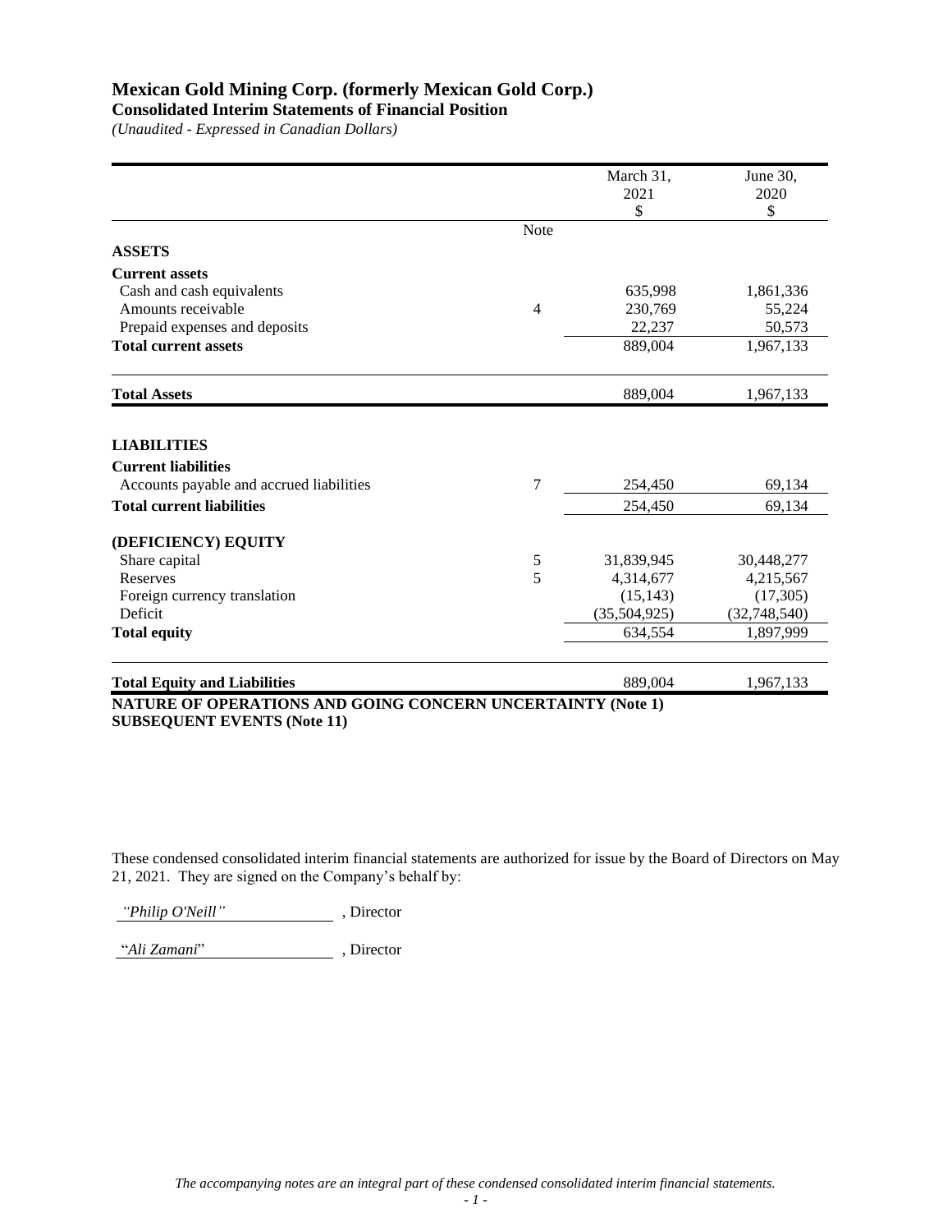# Mexican Gold Mining Corp. (formerly Mexican Gold Corp.)

**Consolidated Interim Statements of Financial Position**

*(Unaudited - Expressed in Canadian Dollars)*

| | Note | March 31, 2021 $ | June 30, 2020 $ |
|---|---|---|---|
| **ASSETS** | | | |
| **Current assets** | | | |
| Cash and cash equivalents | | 635,998 | 1,861,336 |
| Amounts receivable | 4 | 230,769 | 55,224 |
| Prepaid expenses and deposits | | 22,237 | 50,573 |
| **Total current assets** | | 889,004 | 1,967,133 |
| **Total Assets** | | 889,004 | 1,967,133 |
| **LIABILITIES** | | | |
| **Current liabilities** | | | |
| Accounts payable and accrued liabilities | 7 | 254,450 | 69,134 |
| **Total current liabilities** | | 254,450 | 69,134 |
| **(DEFICIENCY) EQUITY** | | | |
| Share capital | 5 | 31,839,945 | 30,448,277 |
| Reserves | 5 | 4,314,677 | 4,215,567 |
| Foreign currency translation | | (15,143) | (17,305) |
| Deficit | | (35,504,925) | (32,748,540) |
| **Total equity** | | 634,554 | 1,897,999 |
| **Total Equity and Liabilities** | | 889,004 | 1,967,133 |

**NATURE OF OPERATIONS AND GOING CONCERN UNCERTAINTY (Note 1)**
**SUBSEQUENT EVENTS (Note 11)**

These condensed consolidated interim financial statements are authorized for issue by the Board of Directors on May 21, 2021. They are signed on the Company's behalf by:

*"Philip O'Neill"* , Director

"*Ali Zamani*" , Director

*The accompanying notes are an integral part of these condensed consolidated interim financial statements.*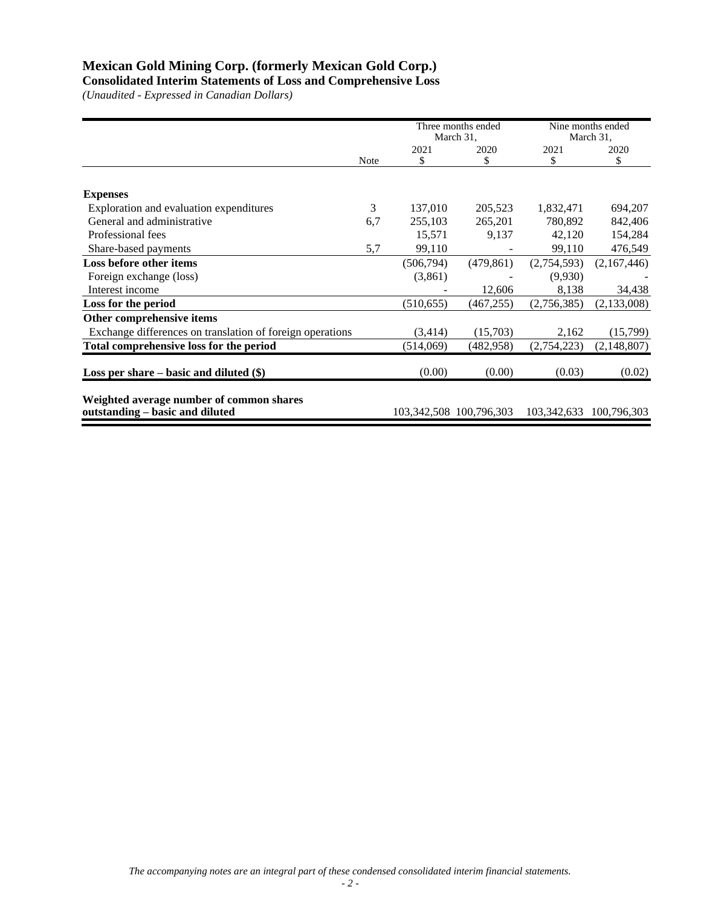# Mexican Gold Mining Corp. (formerly Mexican Gold Corp.)

**Consolidated Interim Statements of Loss and Comprehensive Loss**

*(Unaudited - Expressed in Canadian Dollars)*

| | Note | Three months ended March 31, 2021 $ | Three months ended March 31, 2020 $ | Nine months ended March 31, 2021 $ | Nine months ended March 31, 2020 $ |
|---|---|---|---|---|---|
| **Expenses** | | | | | |
| Exploration and evaluation expenditures | 3 | 137,010 | 205,523 | 1,832,471 | 694,207 |
| General and administrative | 6,7 | 255,103 | 265,201 | 780,892 | 842,406 |
| Professional fees | | 15,571 | 9,137 | 42,120 | 154,284 |
| Share-based payments | 5,7 | 99,110 | - | 99,110 | 476,549 |
| **Loss before other items** | | (506,794) | (479,861) | (2,754,593) | (2,167,446) |
| Foreign exchange (loss) | | (3,861) | - | (9,930) | - |
| Interest income | | - | 12,606 | 8,138 | 34,438 |
| **Loss for the period** | | (510,655) | (467,255) | (2,756,385) | (2,133,008) |
| **Other comprehensive items** | | | | | |
| Exchange differences on translation of foreign operations | | (3,414) | (15,703) | 2,162 | (15,799) |
| **Total comprehensive loss for the period** | | (514,069) | (482,958) | (2,754,223) | (2,148,807) |
| **Loss per share – basic and diluted ($)** | | (0.00) | (0.00) | (0.03) | (0.02) |
| **Weighted average number of common shares outstanding – basic and diluted** | | 103,342,508 | 100,796,303 | 103,342,633 | 100,796,303 |

*The accompanying notes are an integral part of these condensed consolidated interim financial statements.*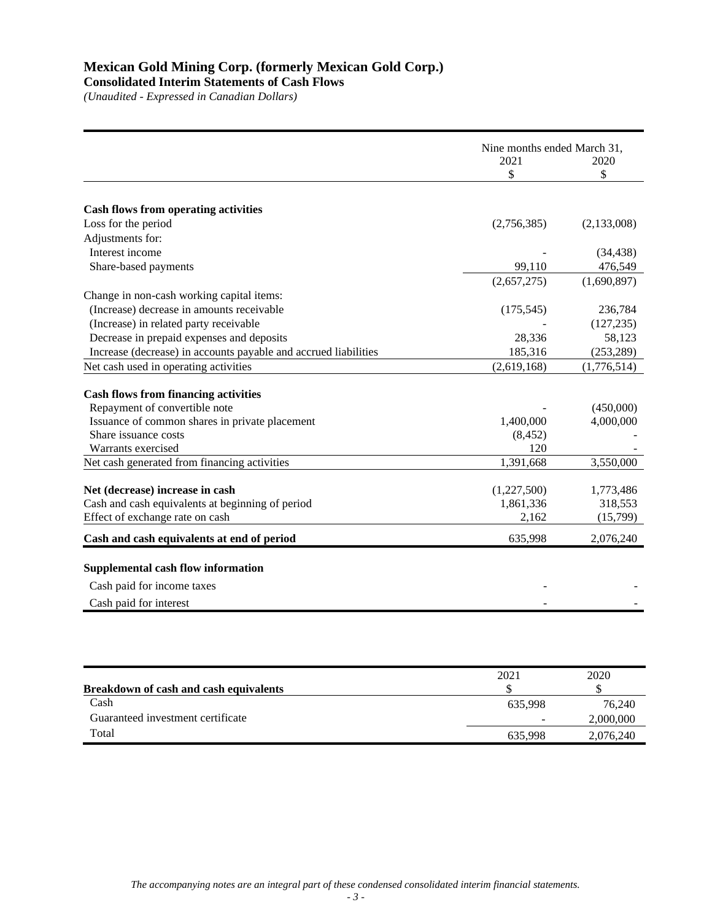# Mexican Gold Mining Corp. (formerly Mexican Gold Corp.)

## Consolidated Interim Statements of Cash Flows

*(Unaudited - Expressed in Canadian Dollars)*

| | Nine months ended March 31, | |
|---|---|---|
| | 2021 | 2020 |
| | $ | $ |
| **Cash flows from operating activities** | | |
| Loss for the period | (2,756,385) | (2,133,008) |
| Adjustments for: | | |
| Interest income | - | (34,438) |
| Share-based payments | 99,110 | 476,549 |
| | (2,657,275) | (1,690,897) |
| Change in non-cash working capital items: | | |
| (Increase) decrease in amounts receivable | (175,545) | 236,784 |
| (Increase) in related party receivable | - | (127,235) |
| Decrease in prepaid expenses and deposits | 28,336 | 58,123 |
| Increase (decrease) in accounts payable and accrued liabilities | 185,316 | (253,289) |
| Net cash used in operating activities | (2,619,168) | (1,776,514) |
| **Cash flows from financing activities** | | |
| Repayment of convertible note | - | (450,000) |
| Issuance of common shares in private placement | 1,400,000 | 4,000,000 |
| Share issuance costs | (8,452) | - |
| Warrants exercised | 120 | - |
| Net cash generated from financing activities | 1,391,668 | 3,550,000 |
| **Net (decrease) increase in cash** | (1,227,500) | 1,773,486 |
| Cash and cash equivalents at beginning of period | 1,861,336 | 318,553 |
| Effect of exchange rate on cash | 2,162 | (15,799) |
| **Cash and cash equivalents at end of period** | 635,998 | 2,076,240 |
| **Supplemental cash flow information** | | |
| Cash paid for income taxes | - | - |
| Cash paid for interest | - | - |

| | 2021 | 2020 |
|---|---|---|
| **Breakdown of cash and cash equivalents** | $ | $ |
| Cash | 635,998 | 76,240 |
| Guaranteed investment certificate | - | 2,000,000 |
| Total | 635,998 | 2,076,240 |

*The accompanying notes are an integral part of these condensed consolidated interim financial statements.*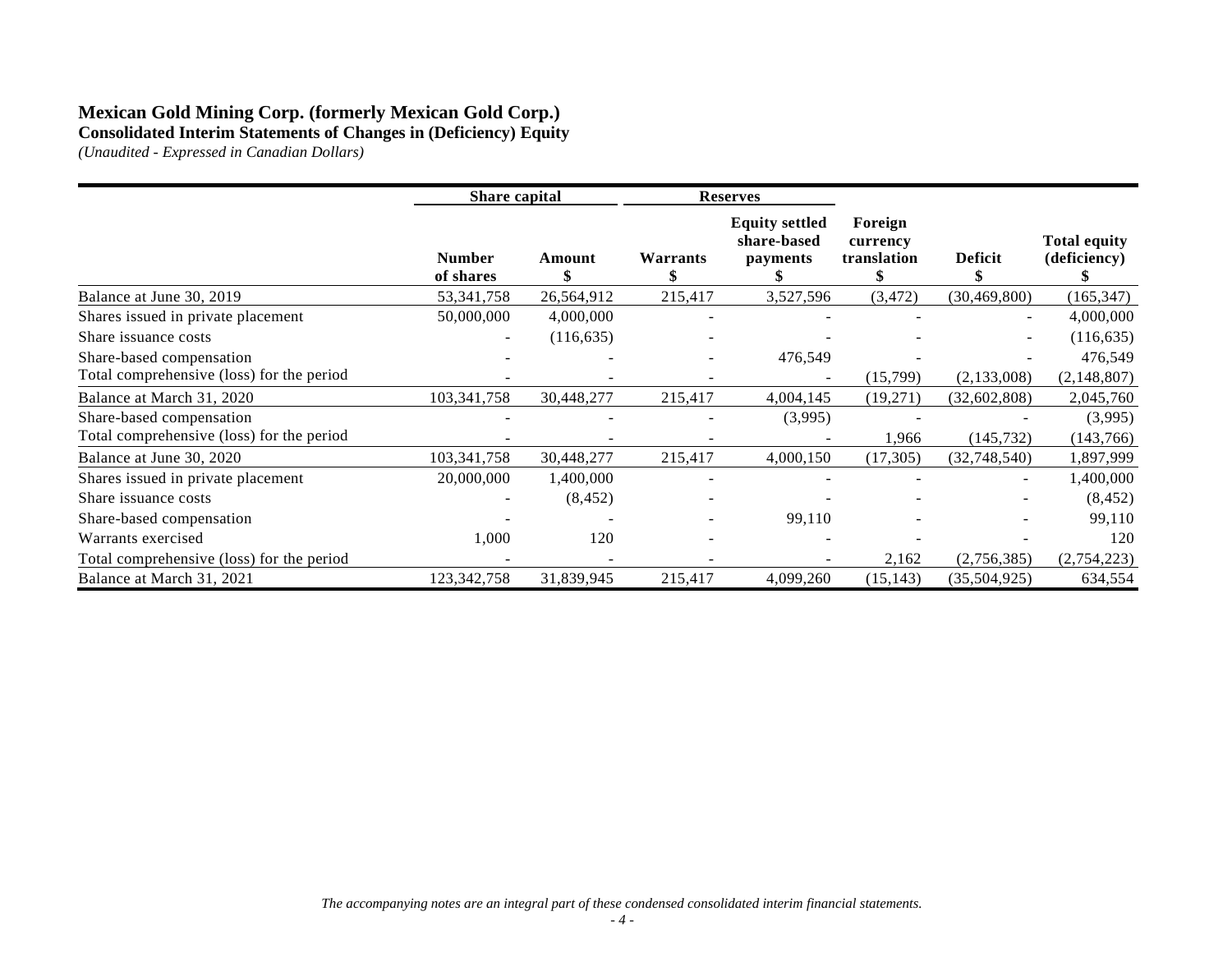# Mexican Gold Mining Corp. (formerly Mexican Gold Corp.)

## Consolidated Interim Statements of Changes in (Deficiency) Equity

*(Unaudited - Expressed in Canadian Dollars)*

| | Share capital | | Reserves | | | | |
|---|---|---|---|---|---|---|---|
| | Number of shares | Amount $ | Warrants $ | Equity settled share-based payments $ | Foreign currency translation $ | Deficit $ | Total equity (deficiency) $ |
| Balance at June 30, 2019 | 53,341,758 | 26,564,912 | 215,417 | 3,527,596 | (3,472) | (30,469,800) | (165,347) |
| Shares issued in private placement | 50,000,000 | 4,000,000 | - | - | - | - | 4,000,000 |
| Share issuance costs | - | (116,635) | - | - | - | - | (116,635) |
| Share-based compensation | - | - | - | 476,549 | - | - | 476,549 |
| Total comprehensive (loss) for the period | - | - | - | - | (15,799) | (2,133,008) | (2,148,807) |
| Balance at March 31, 2020 | 103,341,758 | 30,448,277 | 215,417 | 4,004,145 | (19,271) | (32,602,808) | 2,045,760 |
| Share-based compensation | - | - | - | (3,995) | - | - | (3,995) |
| Total comprehensive (loss) for the period | - | - | - | - | 1,966 | (145,732) | (143,766) |
| Balance at June 30, 2020 | 103,341,758 | 30,448,277 | 215,417 | 4,000,150 | (17,305) | (32,748,540) | 1,897,999 |
| Shares issued in private placement | 20,000,000 | 1,400,000 | - | - | - | - | 1,400,000 |
| Share issuance costs | - | (8,452) | - | - | - | - | (8,452) |
| Share-based compensation | - | - | - | 99,110 | - | - | 99,110 |
| Warrants exercised | 1,000 | 120 | - | - | - | - | 120 |
| Total comprehensive (loss) for the period | - | - | - | - | 2,162 | (2,756,385) | (2,754,223) |
| Balance at March 31, 2021 | 123,342,758 | 31,839,945 | 215,417 | 4,099,260 | (15,143) | (35,504,925) | 634,554 |

*The accompanying notes are an integral part of these condensed consolidated interim financial statements.*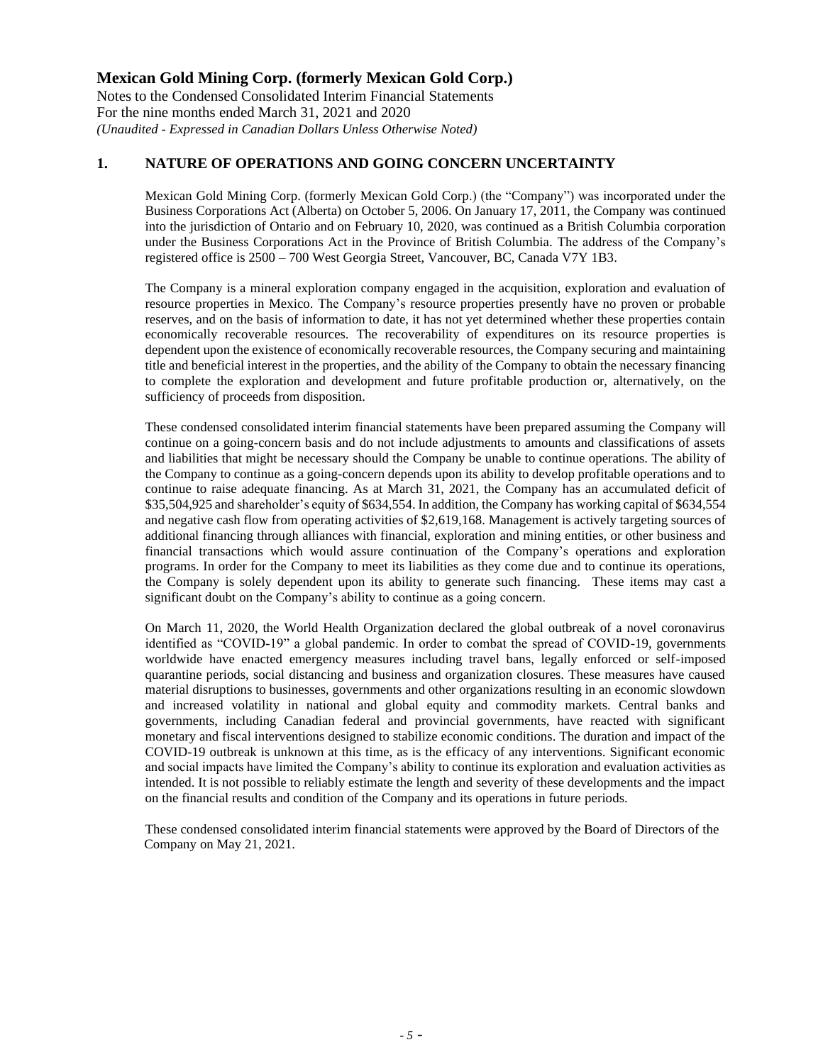# Mexican Gold Mining Corp. (formerly Mexican Gold Corp.)

Notes to the Condensed Consolidated Interim Financial Statements
For the nine months ended March 31, 2021 and 2020
*(Unaudited - Expressed in Canadian Dollars Unless Otherwise Noted)*

## 1. NATURE OF OPERATIONS AND GOING CONCERN UNCERTAINTY

Mexican Gold Mining Corp. (formerly Mexican Gold Corp.) (the "Company") was incorporated under the Business Corporations Act (Alberta) on October 5, 2006. On January 17, 2011, the Company was continued into the jurisdiction of Ontario and on February 10, 2020, was continued as a British Columbia corporation under the Business Corporations Act in the Province of British Columbia. The address of the Company's registered office is 2500 – 700 West Georgia Street, Vancouver, BC, Canada V7Y 1B3.

The Company is a mineral exploration company engaged in the acquisition, exploration and evaluation of resource properties in Mexico. The Company's resource properties presently have no proven or probable reserves, and on the basis of information to date, it has not yet determined whether these properties contain economically recoverable resources. The recoverability of expenditures on its resource properties is dependent upon the existence of economically recoverable resources, the Company securing and maintaining title and beneficial interest in the properties, and the ability of the Company to obtain the necessary financing to complete the exploration and development and future profitable production or, alternatively, on the sufficiency of proceeds from disposition.

These condensed consolidated interim financial statements have been prepared assuming the Company will continue on a going-concern basis and do not include adjustments to amounts and classifications of assets and liabilities that might be necessary should the Company be unable to continue operations. The ability of the Company to continue as a going-concern depends upon its ability to develop profitable operations and to continue to raise adequate financing. As at March 31, 2021, the Company has an accumulated deficit of $35,504,925 and shareholder's equity of $634,554. In addition, the Company has working capital of $634,554 and negative cash flow from operating activities of $2,619,168. Management is actively targeting sources of additional financing through alliances with financial, exploration and mining entities, or other business and financial transactions which would assure continuation of the Company's operations and exploration programs. In order for the Company to meet its liabilities as they come due and to continue its operations, the Company is solely dependent upon its ability to generate such financing. These items may cast a significant doubt on the Company's ability to continue as a going concern.

On March 11, 2020, the World Health Organization declared the global outbreak of a novel coronavirus identified as "COVID-19" a global pandemic. In order to combat the spread of COVID-19, governments worldwide have enacted emergency measures including travel bans, legally enforced or self-imposed quarantine periods, social distancing and business and organization closures. These measures have caused material disruptions to businesses, governments and other organizations resulting in an economic slowdown and increased volatility in national and global equity and commodity markets. Central banks and governments, including Canadian federal and provincial governments, have reacted with significant monetary and fiscal interventions designed to stabilize economic conditions. The duration and impact of the COVID-19 outbreak is unknown at this time, as is the efficacy of any interventions. Significant economic and social impacts have limited the Company's ability to continue its exploration and evaluation activities as intended. It is not possible to reliably estimate the length and severity of these developments and the impact on the financial results and condition of the Company and its operations in future periods.

These condensed consolidated interim financial statements were approved by the Board of Directors of the Company on May 21, 2021.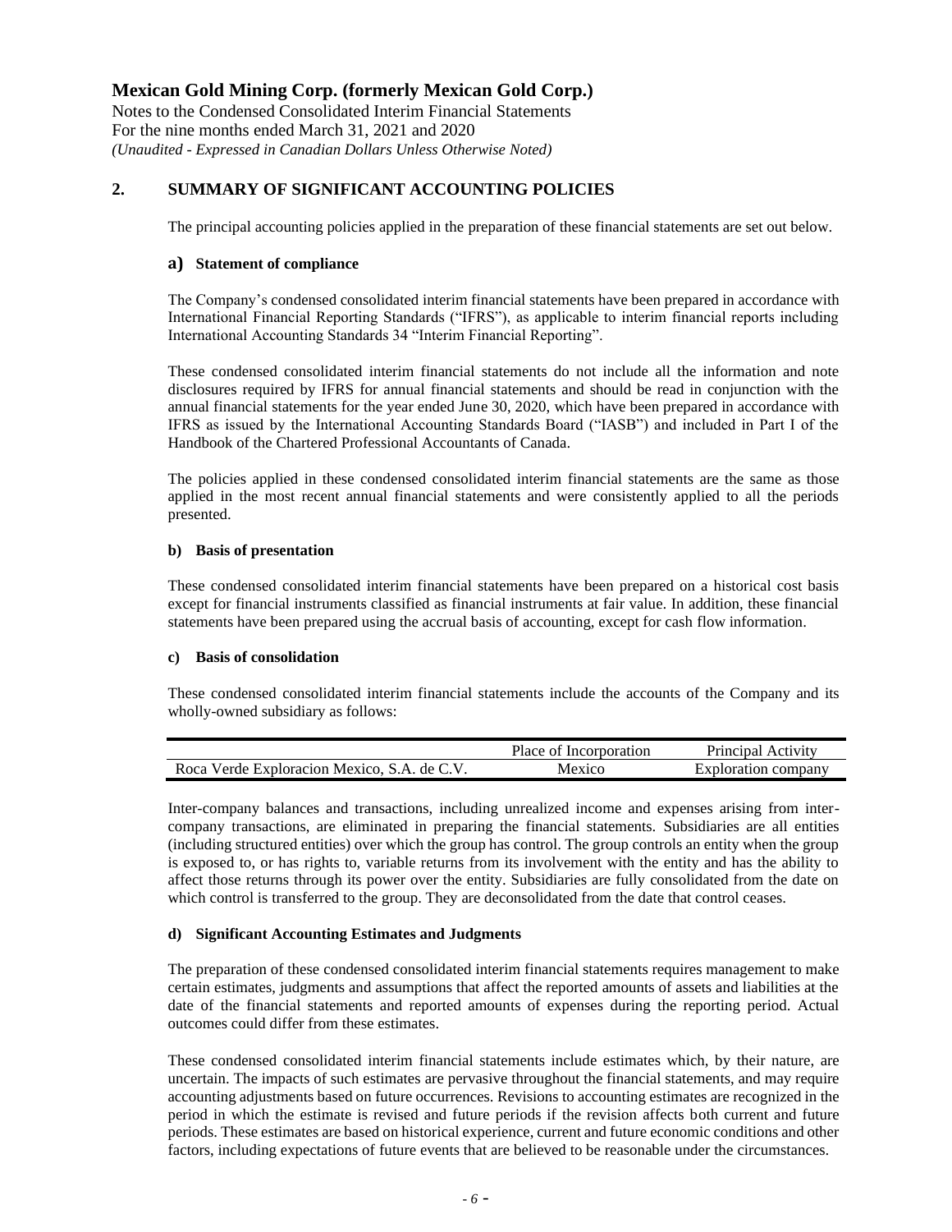## 2. SUMMARY OF SIGNIFICANT ACCOUNTING POLICIES

The principal accounting policies applied in the preparation of these financial statements are set out below.

### a) Statement of compliance

The Company's condensed consolidated interim financial statements have been prepared in accordance with International Financial Reporting Standards ("IFRS"), as applicable to interim financial reports including International Accounting Standards 34 "Interim Financial Reporting".

These condensed consolidated interim financial statements do not include all the information and note disclosures required by IFRS for annual financial statements and should be read in conjunction with the annual financial statements for the year ended June 30, 2020, which have been prepared in accordance with IFRS as issued by the International Accounting Standards Board ("IASB") and included in Part I of the Handbook of the Chartered Professional Accountants of Canada.

The policies applied in these condensed consolidated interim financial statements are the same as those applied in the most recent annual financial statements and were consistently applied to all the periods presented.

### b) Basis of presentation

These condensed consolidated interim financial statements have been prepared on a historical cost basis except for financial instruments classified as financial instruments at fair value. In addition, these financial statements have been prepared using the accrual basis of accounting, except for cash flow information.

### c) Basis of consolidation

These condensed consolidated interim financial statements include the accounts of the Company and its wholly-owned subsidiary as follows:

| | Place of Incorporation | Principal Activity |
|---|---|---|
| Roca Verde Exploracion Mexico, S.A. de C.V. | Mexico | Exploration company |

Inter-company balances and transactions, including unrealized income and expenses arising from inter-company transactions, are eliminated in preparing the financial statements. Subsidiaries are all entities (including structured entities) over which the group has control. The group controls an entity when the group is exposed to, or has rights to, variable returns from its involvement with the entity and has the ability to affect those returns through its power over the entity. Subsidiaries are fully consolidated from the date on which control is transferred to the group. They are deconsolidated from the date that control ceases.

### d) Significant Accounting Estimates and Judgments

The preparation of these condensed consolidated interim financial statements requires management to make certain estimates, judgments and assumptions that affect the reported amounts of assets and liabilities at the date of the financial statements and reported amounts of expenses during the reporting period. Actual outcomes could differ from these estimates.

These condensed consolidated interim financial statements include estimates which, by their nature, are uncertain. The impacts of such estimates are pervasive throughout the financial statements, and may require accounting adjustments based on future occurrences. Revisions to accounting estimates are recognized in the period in which the estimate is revised and future periods if the revision affects both current and future periods. These estimates are based on historical experience, current and future economic conditions and other factors, including expectations of future events that are believed to be reasonable under the circumstances.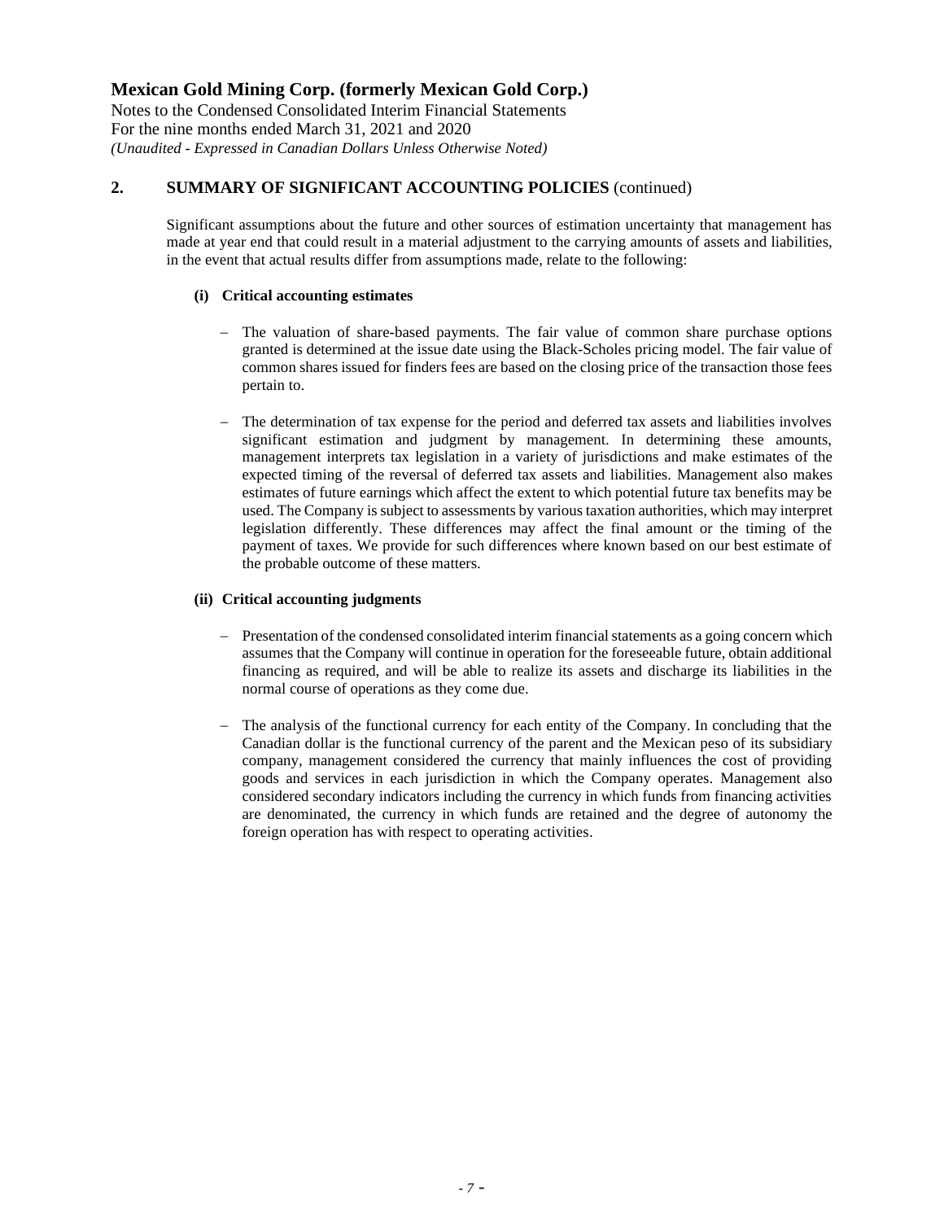## 2. SUMMARY OF SIGNIFICANT ACCOUNTING POLICIES (continued)

Significant assumptions about the future and other sources of estimation uncertainty that management has made at year end that could result in a material adjustment to the carrying amounts of assets and liabilities, in the event that actual results differ from assumptions made, relate to the following:

### (i) Critical accounting estimates

- The valuation of share-based payments. The fair value of common share purchase options granted is determined at the issue date using the Black-Scholes pricing model. The fair value of common shares issued for finders fees are based on the closing price of the transaction those fees pertain to.

- The determination of tax expense for the period and deferred tax assets and liabilities involves significant estimation and judgment by management. In determining these amounts, management interprets tax legislation in a variety of jurisdictions and make estimates of the expected timing of the reversal of deferred tax assets and liabilities. Management also makes estimates of future earnings which affect the extent to which potential future tax benefits may be used. The Company is subject to assessments by various taxation authorities, which may interpret legislation differently. These differences may affect the final amount or the timing of the payment of taxes. We provide for such differences where known based on our best estimate of the probable outcome of these matters.

### (ii) Critical accounting judgments

- Presentation of the condensed consolidated interim financial statements as a going concern which assumes that the Company will continue in operation for the foreseeable future, obtain additional financing as required, and will be able to realize its assets and discharge its liabilities in the normal course of operations as they come due.

- The analysis of the functional currency for each entity of the Company. In concluding that the Canadian dollar is the functional currency of the parent and the Mexican peso of its subsidiary company, management considered the currency that mainly influences the cost of providing goods and services in each jurisdiction in which the Company operates. Management also considered secondary indicators including the currency in which funds from financing activities are denominated, the currency in which funds are retained and the degree of autonomy the foreign operation has with respect to operating activities.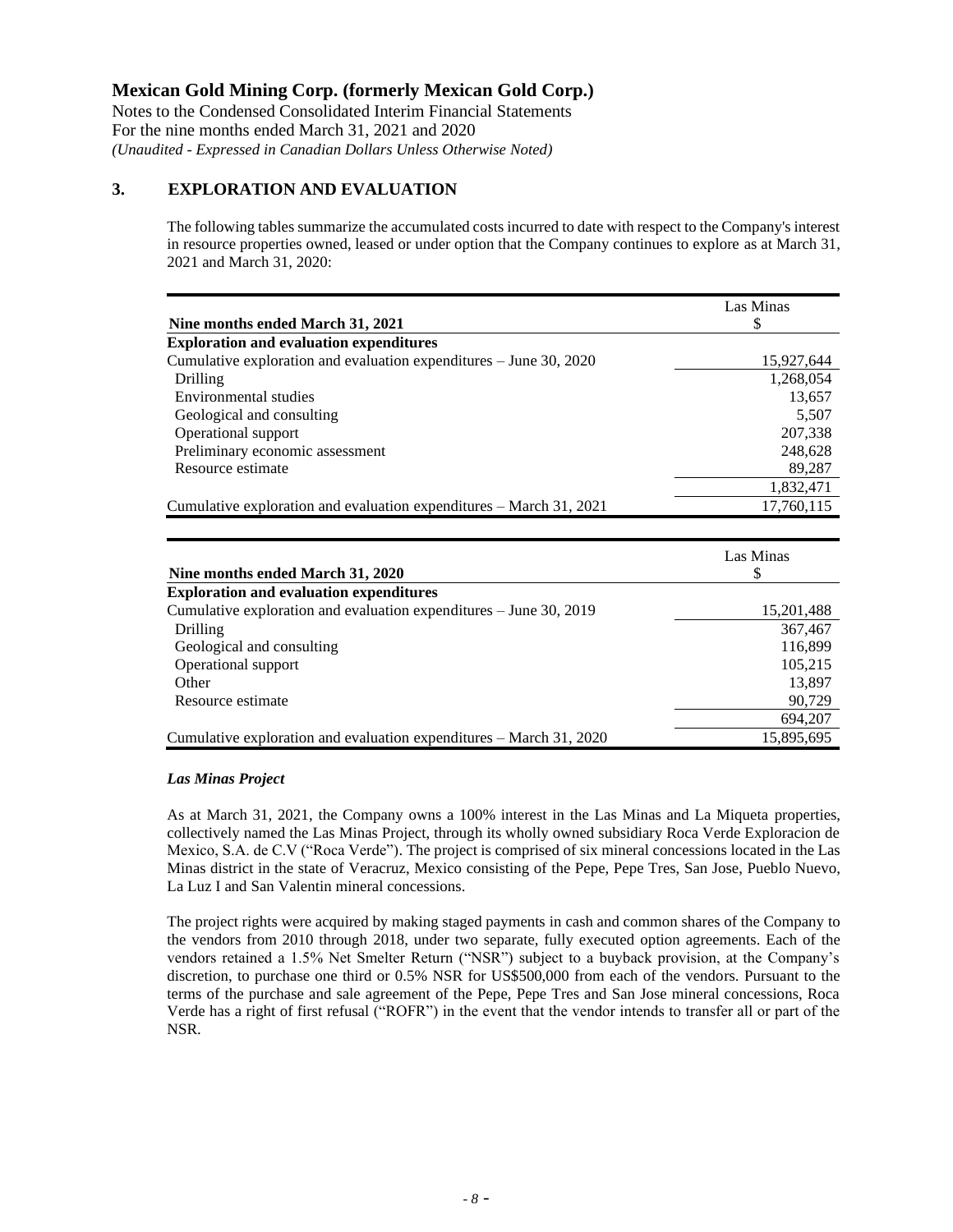## 3. EXPLORATION AND EVALUATION

The following tables summarize the accumulated costs incurred to date with respect to the Company's interest in resource properties owned, leased or under option that the Company continues to explore as at March 31, 2021 and March 31, 2020:

| Nine months ended March 31, 2021 | Las Minas<br>$ |
|---|---|
| **Exploration and evaluation expenditures** | |
| Cumulative exploration and evaluation expenditures – June 30, 2020 | 15,927,644 |
| Drilling | 1,268,054 |
| Environmental studies | 13,657 |
| Geological and consulting | 5,507 |
| Operational support | 207,338 |
| Preliminary economic assessment | 248,628 |
| Resource estimate | 89,287 |
| | 1,832,471 |
| Cumulative exploration and evaluation expenditures – March 31, 2021 | 17,760,115 |

| Nine months ended March 31, 2020 | Las Minas<br>$ |
|---|---|
| **Exploration and evaluation expenditures** | |
| Cumulative exploration and evaluation expenditures – June 30, 2019 | 15,201,488 |
| Drilling | 367,467 |
| Geological and consulting | 116,899 |
| Operational support | 105,215 |
| Other | 13,897 |
| Resource estimate | 90,729 |
| | 694,207 |
| Cumulative exploration and evaluation expenditures – March 31, 2020 | 15,895,695 |

***Las Minas Project***

As at March 31, 2021, the Company owns a 100% interest in the Las Minas and La Miqueta properties, collectively named the Las Minas Project, through its wholly owned subsidiary Roca Verde Exploracion de Mexico, S.A. de C.V ("Roca Verde"). The project is comprised of six mineral concessions located in the Las Minas district in the state of Veracruz, Mexico consisting of the Pepe, Pepe Tres, San Jose, Pueblo Nuevo, La Luz I and San Valentin mineral concessions.

The project rights were acquired by making staged payments in cash and common shares of the Company to the vendors from 2010 through 2018, under two separate, fully executed option agreements. Each of the vendors retained a 1.5% Net Smelter Return ("NSR") subject to a buyback provision, at the Company's discretion, to purchase one third or 0.5% NSR for US$500,000 from each of the vendors. Pursuant to the terms of the purchase and sale agreement of the Pepe, Pepe Tres and San Jose mineral concessions, Roca Verde has a right of first refusal ("ROFR") in the event that the vendor intends to transfer all or part of the NSR.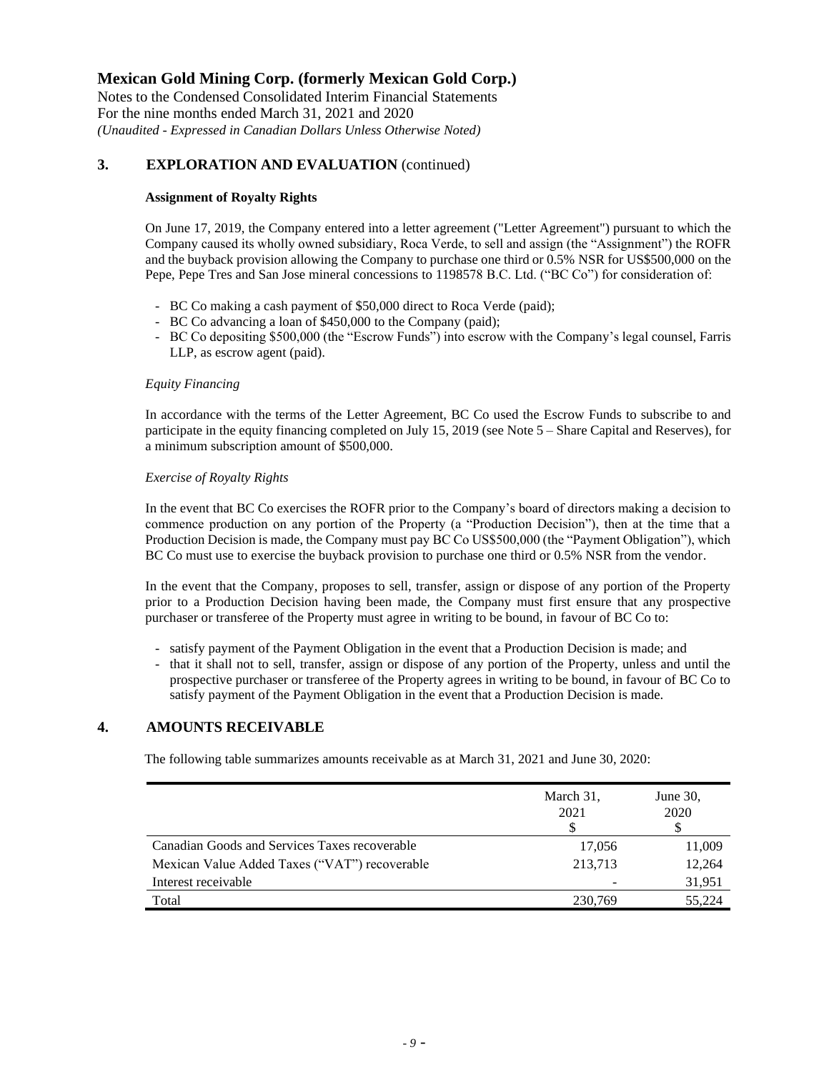## 3. EXPLORATION AND EVALUATION (continued)

**Assignment of Royalty Rights**

On June 17, 2019, the Company entered into a letter agreement ("Letter Agreement") pursuant to which the Company caused its wholly owned subsidiary, Roca Verde, to sell and assign (the "Assignment") the ROFR and the buyback provision allowing the Company to purchase one third or 0.5% NSR for US$500,000 on the Pepe, Pepe Tres and San Jose mineral concessions to 1198578 B.C. Ltd. ("BC Co") for consideration of:

- BC Co making a cash payment of $50,000 direct to Roca Verde (paid);
- BC Co advancing a loan of $450,000 to the Company (paid);
- BC Co depositing $500,000 (the "Escrow Funds") into escrow with the Company's legal counsel, Farris LLP, as escrow agent (paid).

*Equity Financing*

In accordance with the terms of the Letter Agreement, BC Co used the Escrow Funds to subscribe to and participate in the equity financing completed on July 15, 2019 (see Note 5 – Share Capital and Reserves), for a minimum subscription amount of $500,000.

*Exercise of Royalty Rights*

In the event that BC Co exercises the ROFR prior to the Company's board of directors making a decision to commence production on any portion of the Property (a "Production Decision"), then at the time that a Production Decision is made, the Company must pay BC Co US$500,000 (the "Payment Obligation"), which BC Co must use to exercise the buyback provision to purchase one third or 0.5% NSR from the vendor.

In the event that the Company, proposes to sell, transfer, assign or dispose of any portion of the Property prior to a Production Decision having been made, the Company must first ensure that any prospective purchaser or transferee of the Property must agree in writing to be bound, in favour of BC Co to:

- satisfy payment of the Payment Obligation in the event that a Production Decision is made; and
- that it shall not to sell, transfer, assign or dispose of any portion of the Property, unless and until the prospective purchaser or transferee of the Property agrees in writing to be bound, in favour of BC Co to satisfy payment of the Payment Obligation in the event that a Production Decision is made.

## 4. AMOUNTS RECEIVABLE

The following table summarizes amounts receivable as at March 31, 2021 and June 30, 2020:

| | March 31, 2021 $ | June 30, 2020 $ |
|---|---|---|
| Canadian Goods and Services Taxes recoverable | 17,056 | 11,009 |
| Mexican Value Added Taxes ("VAT") recoverable | 213,713 | 12,264 |
| Interest receivable | - | 31,951 |
| Total | 230,769 | 55,224 |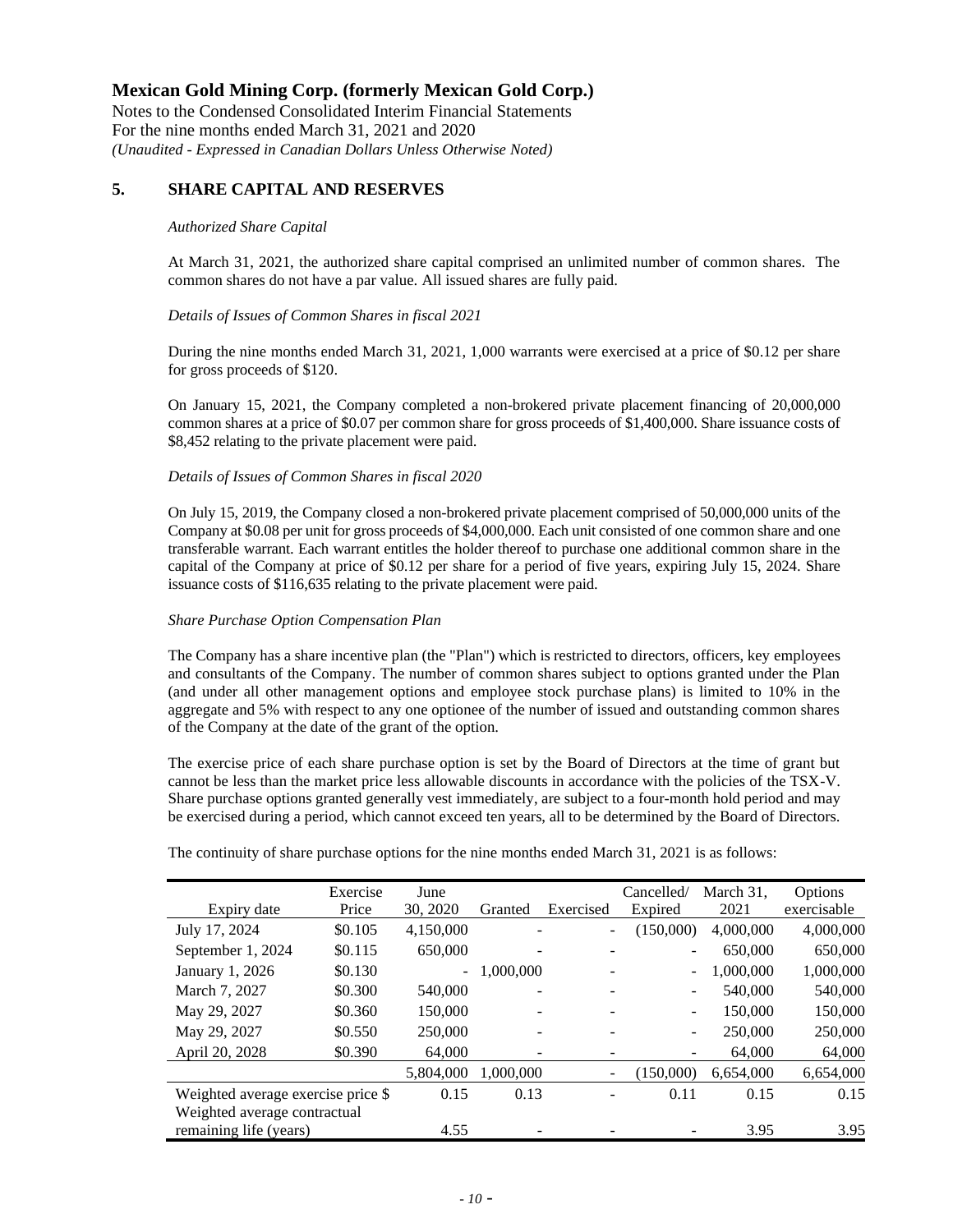# Mexican Gold Mining Corp. (formerly Mexican Gold Corp.)

Notes to the Condensed Consolidated Interim Financial Statements
For the nine months ended March 31, 2021 and 2020
*(Unaudited - Expressed in Canadian Dollars Unless Otherwise Noted)*

## 5. SHARE CAPITAL AND RESERVES

*Authorized Share Capital*

At March 31, 2021, the authorized share capital comprised an unlimited number of common shares. The common shares do not have a par value. All issued shares are fully paid.

*Details of Issues of Common Shares in fiscal 2021*

During the nine months ended March 31, 2021, 1,000 warrants were exercised at a price of $0.12 per share for gross proceeds of $120.

On January 15, 2021, the Company completed a non-brokered private placement financing of 20,000,000 common shares at a price of $0.07 per common share for gross proceeds of $1,400,000. Share issuance costs of $8,452 relating to the private placement were paid.

*Details of Issues of Common Shares in fiscal 2020*

On July 15, 2019, the Company closed a non-brokered private placement comprised of 50,000,000 units of the Company at $0.08 per unit for gross proceeds of $4,000,000. Each unit consisted of one common share and one transferable warrant. Each warrant entitles the holder thereof to purchase one additional common share in the capital of the Company at price of $0.12 per share for a period of five years, expiring July 15, 2024. Share issuance costs of $116,635 relating to the private placement were paid.

*Share Purchase Option Compensation Plan*

The Company has a share incentive plan (the "Plan") which is restricted to directors, officers, key employees and consultants of the Company. The number of common shares subject to options granted under the Plan (and under all other management options and employee stock purchase plans) is limited to 10% in the aggregate and 5% with respect to any one optionee of the number of issued and outstanding common shares of the Company at the date of the grant of the option.

The exercise price of each share purchase option is set by the Board of Directors at the time of grant but cannot be less than the market price less allowable discounts in accordance with the policies of the TSX-V. Share purchase options granted generally vest immediately, are subject to a four-month hold period and may be exercised during a period, which cannot exceed ten years, all to be determined by the Board of Directors.

The continuity of share purchase options for the nine months ended March 31, 2021 is as follows:

| Expiry date | Exercise Price | June 30, 2020 | Granted | Exercised | Cancelled/ Expired | March 31, 2021 | Options exercisable |
|---|---|---|---|---|---|---|---|
| July 17, 2024 | $0.105 | 4,150,000 | - | - | (150,000) | 4,000,000 | 4,000,000 |
| September 1, 2024 | $0.115 | 650,000 | - | - | - | 650,000 | 650,000 |
| January 1, 2026 | $0.130 | - | 1,000,000 | - | - | 1,000,000 | 1,000,000 |
| March 7, 2027 | $0.300 | 540,000 | - | - | - | 540,000 | 540,000 |
| May 29, 2027 | $0.360 | 150,000 | - | - | - | 150,000 | 150,000 |
| May 29, 2027 | $0.550 | 250,000 | - | - | - | 250,000 | 250,000 |
| April 20, 2028 | $0.390 | 64,000 | - | - | - | 64,000 | 64,000 |
| | | 5,804,000 | 1,000,000 | - | (150,000) | 6,654,000 | 6,654,000 |
| Weighted average exercise price $ | | 0.15 | 0.13 | - | 0.11 | 0.15 | 0.15 |
| Weighted average contractual remaining life (years) | | 4.55 | - | - | - | 3.95 | 3.95 |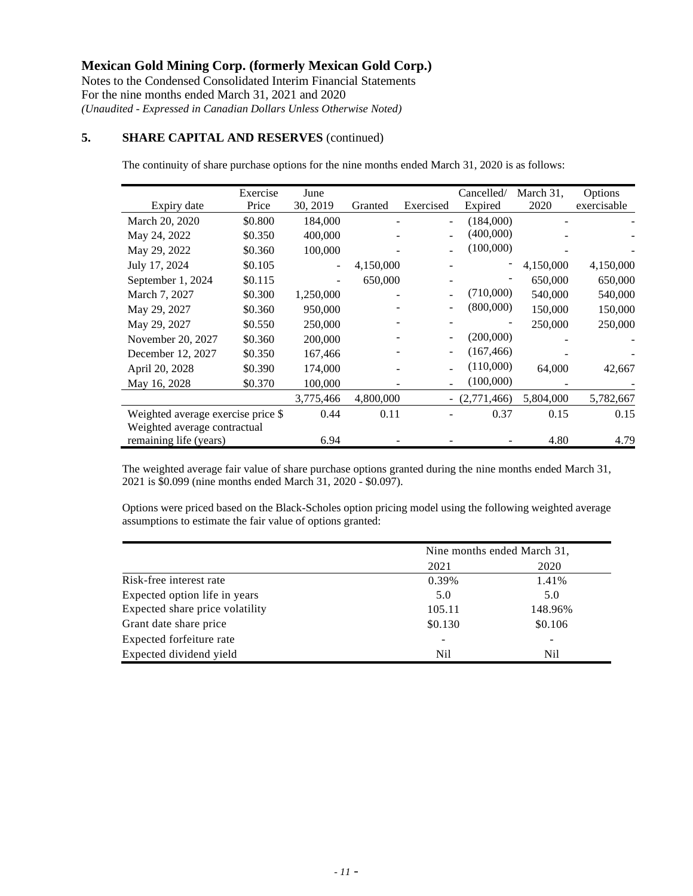# Mexican Gold Mining Corp. (formerly Mexican Gold Corp.)

Notes to the Condensed Consolidated Interim Financial Statements
For the nine months ended March 31, 2021 and 2020
*(Unaudited - Expressed in Canadian Dollars Unless Otherwise Noted)*

## 5. SHARE CAPITAL AND RESERVES (continued)

The continuity of share purchase options for the nine months ended March 31, 2020 is as follows:

| Expiry date | Exercise Price | June 30, 2019 | Granted | Exercised | Cancelled/ Expired | March 31, 2020 | Options exercisable |
|---|---|---|---|---|---|---|---|
| March 20, 2020 | $0.800 | 184,000 | - | - | (184,000) | - | - |
| May 24, 2022 | $0.350 | 400,000 | - | - | (400,000) | - | - |
| May 29, 2022 | $0.360 | 100,000 | - | - | (100,000) | - | - |
| July 17, 2024 | $0.105 | - | 4,150,000 | - | - | 4,150,000 | 4,150,000 |
| September 1, 2024 | $0.115 | - | 650,000 | - | - | 650,000 | 650,000 |
| March 7, 2027 | $0.300 | 1,250,000 | - | - | (710,000) | 540,000 | 540,000 |
| May 29, 2027 | $0.360 | 950,000 | - | - | (800,000) | 150,000 | 150,000 |
| May 29, 2027 | $0.550 | 250,000 | - | - | - | 250,000 | 250,000 |
| November 20, 2027 | $0.360 | 200,000 | - | - | (200,000) | - | - |
| December 12, 2027 | $0.350 | 167,466 | - | - | (167,466) | - | - |
| April 20, 2028 | $0.390 | 174,000 | - | - | (110,000) | 64,000 | 42,667 |
| May 16, 2028 | $0.370 | 100,000 | - | - | (100,000) | - | - |
| | | 3,775,466 | 4,800,000 | - | (2,771,466) | 5,804,000 | 5,782,667 |
| Weighted average exercise price $ | | 0.44 | 0.11 | - | 0.37 | 0.15 | 0.15 |
| Weighted average contractual remaining life (years) | | 6.94 | - | - | - | 4.80 | 4.79 |

The weighted average fair value of share purchase options granted during the nine months ended March 31, 2021 is $0.099 (nine months ended March 31, 2020 - $0.097).

Options were priced based on the Black-Scholes option pricing model using the following weighted average assumptions to estimate the fair value of options granted:

| | Nine months ended March 31, 2021 | Nine months ended March 31, 2020 |
|---|---|---|
| Risk-free interest rate | 0.39% | 1.41% |
| Expected option life in years | 5.0 | 5.0 |
| Expected share price volatility | 105.11 | 148.96% |
| Grant date share price | $0.130 | $0.106 |
| Expected forfeiture rate | - | - |
| Expected dividend yield | Nil | Nil |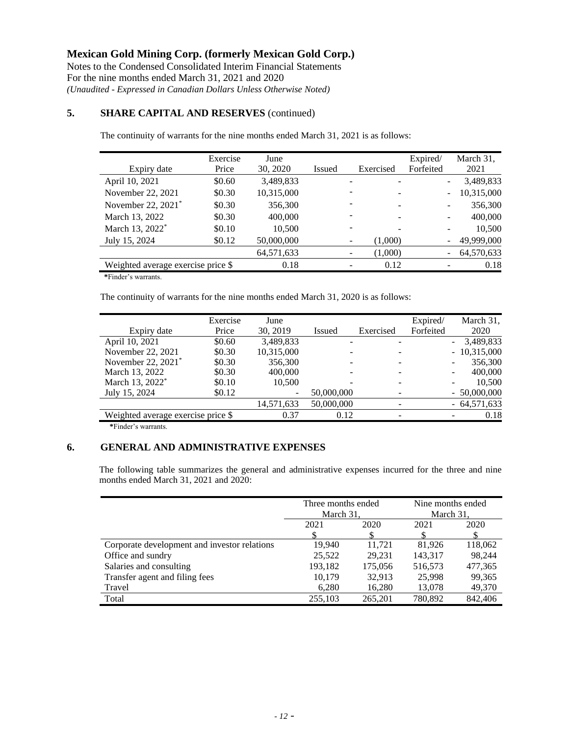# Mexican Gold Mining Corp. (formerly Mexican Gold Corp.)

Notes to the Condensed Consolidated Interim Financial Statements
For the nine months ended March 31, 2021 and 2020
*(Unaudited - Expressed in Canadian Dollars Unless Otherwise Noted)*

## 5. SHARE CAPITAL AND RESERVES (continued)

The continuity of warrants for the nine months ended March 31, 2021 is as follows:

| Expiry date | Exercise Price | June 30, 2020 | Issued | Exercised | Expired/ Forfeited | March 31, 2021 |
|---|---|---|---|---|---|---|
| April 10, 2021 | $0.60 | 3,489,833 | - | - | - | 3,489,833 |
| November 22, 2021 | $0.30 | 10,315,000 | - | - | - | 10,315,000 |
| November 22, 2021* | $0.30 | 356,300 | - | - | - | 356,300 |
| March 13, 2022 | $0.30 | 400,000 | - | - | - | 400,000 |
| March 13, 2022* | $0.10 | 10,500 | - | - | - | 10,500 |
| July 15, 2024 | $0.12 | 50,000,000 | - | (1,000) | - | 49,999,000 |
| | | 64,571,633 | - | (1,000) | - | 64,570,633 |
| Weighted average exercise price $ | | 0.18 | - | 0.12 | - | 0.18 |

*Finder's warrants.

The continuity of warrants for the nine months ended March 31, 2020 is as follows:

| Expiry date | Exercise Price | June 30, 2019 | Issued | Exercised | Expired/ Forfeited | March 31, 2020 |
|---|---|---|---|---|---|---|
| April 10, 2021 | $0.60 | 3,489,833 | - | - | - | 3,489,833 |
| November 22, 2021 | $0.30 | 10,315,000 | - | - | - | 10,315,000 |
| November 22, 2021* | $0.30 | 356,300 | - | - | - | 356,300 |
| March 13, 2022 | $0.30 | 400,000 | - | - | - | 400,000 |
| March 13, 2022* | $0.10 | 10,500 | - | - | - | 10,500 |
| July 15, 2024 | $0.12 | - | 50,000,000 | - | - | 50,000,000 |
| | | 14,571,633 | 50,000,000 | - | - | 64,571,633 |
| Weighted average exercise price $ | | 0.37 | 0.12 | - | - | 0.18 |

*Finder's warrants.

## 6. GENERAL AND ADMINISTRATIVE EXPENSES

The following table summarizes the general and administrative expenses incurred for the three and nine months ended March 31, 2021 and 2020:

| | Three months ended March 31, | | Nine months ended March 31, | |
|---|---|---|---|---|
| | 2021 | 2020 | 2021 | 2020 |
| | $ | $ | $ | $ |
| Corporate development and investor relations | 19,940 | 11,721 | 81,926 | 118,062 |
| Office and sundry | 25,522 | 29,231 | 143,317 | 98,244 |
| Salaries and consulting | 193,182 | 175,056 | 516,573 | 477,365 |
| Transfer agent and filing fees | 10,179 | 32,913 | 25,998 | 99,365 |
| Travel | 6,280 | 16,280 | 13,078 | 49,370 |
| Total | 255,103 | 265,201 | 780,892 | 842,406 |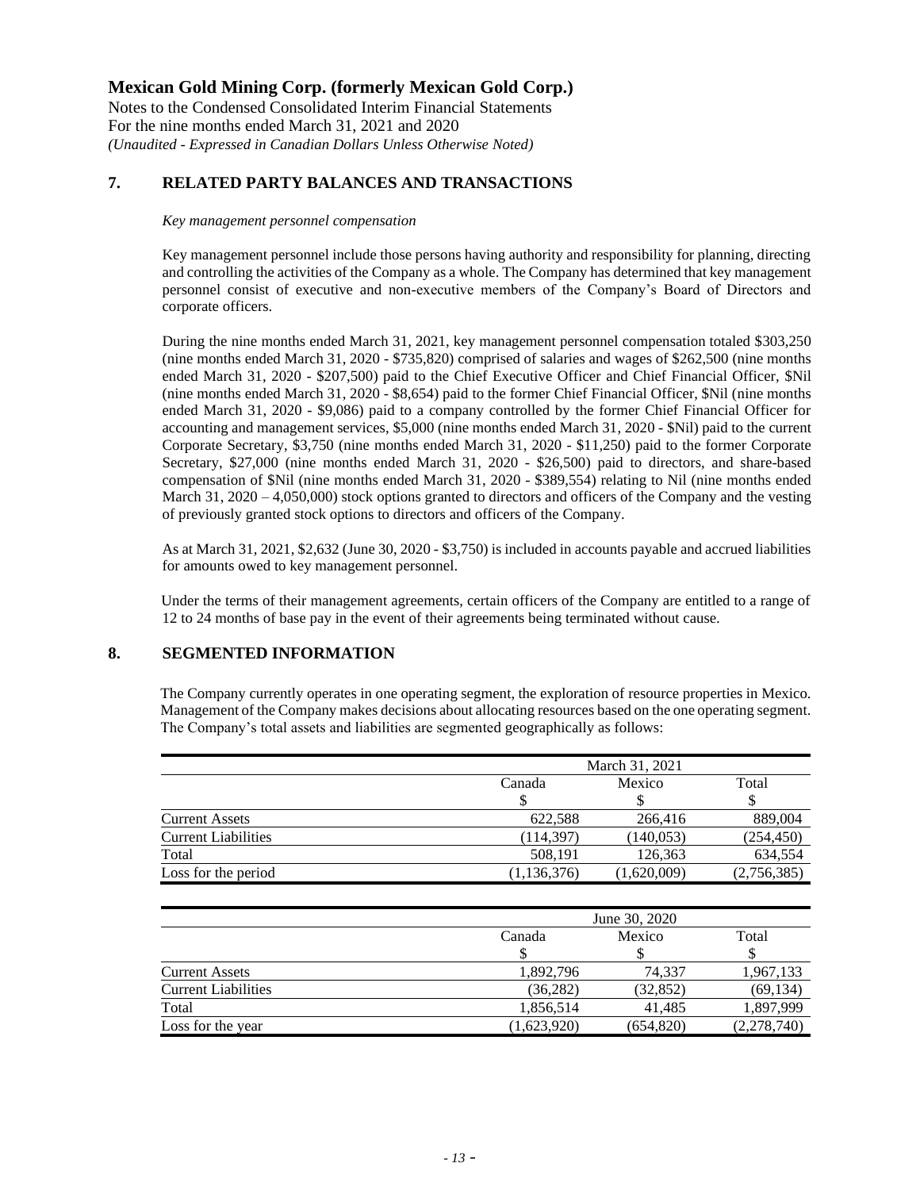## 7. RELATED PARTY BALANCES AND TRANSACTIONS

*Key management personnel compensation*

Key management personnel include those persons having authority and responsibility for planning, directing and controlling the activities of the Company as a whole. The Company has determined that key management personnel consist of executive and non-executive members of the Company's Board of Directors and corporate officers.

During the nine months ended March 31, 2021, key management personnel compensation totaled $303,250 (nine months ended March 31, 2020 - $735,820) comprised of salaries and wages of $262,500 (nine months ended March 31, 2020 - $207,500) paid to the Chief Executive Officer and Chief Financial Officer, $Nil (nine months ended March 31, 2020 - $8,654) paid to the former Chief Financial Officer, $Nil (nine months ended March 31, 2020 - $9,086) paid to a company controlled by the former Chief Financial Officer for accounting and management services, $5,000 (nine months ended March 31, 2020 - $Nil) paid to the current Corporate Secretary, $3,750 (nine months ended March 31, 2020 - $11,250) paid to the former Corporate Secretary, $27,000 (nine months ended March 31, 2020 - $26,500) paid to directors, and share-based compensation of $Nil (nine months ended March 31, 2020 - $389,554) relating to Nil (nine months ended March 31, 2020 – 4,050,000) stock options granted to directors and officers of the Company and the vesting of previously granted stock options to directors and officers of the Company.

As at March 31, 2021, $2,632 (June 30, 2020 - $3,750) is included in accounts payable and accrued liabilities for amounts owed to key management personnel.

Under the terms of their management agreements, certain officers of the Company are entitled to a range of 12 to 24 months of base pay in the event of their agreements being terminated without cause.

## 8. SEGMENTED INFORMATION

The Company currently operates in one operating segment, the exploration of resource properties in Mexico. Management of the Company makes decisions about allocating resources based on the one operating segment. The Company's total assets and liabilities are segmented geographically as follows:

| | March 31, 2021 | | |
|---|---|---|---|
| | Canada | Mexico | Total |
| | $ | $ | $ |
| Current Assets | 622,588 | 266,416 | 889,004 |
| Current Liabilities | (114,397) | (140,053) | (254,450) |
| Total | 508,191 | 126,363 | 634,554 |
| Loss for the period | (1,136,376) | (1,620,009) | (2,756,385) |

| | June 30, 2020 | | |
|---|---|---|---|
| | Canada | Mexico | Total |
| | $ | $ | $ |
| Current Assets | 1,892,796 | 74,337 | 1,967,133 |
| Current Liabilities | (36,282) | (32,852) | (69,134) |
| Total | 1,856,514 | 41,485 | 1,897,999 |
| Loss for the year | (1,623,920) | (654,820) | (2,278,740) |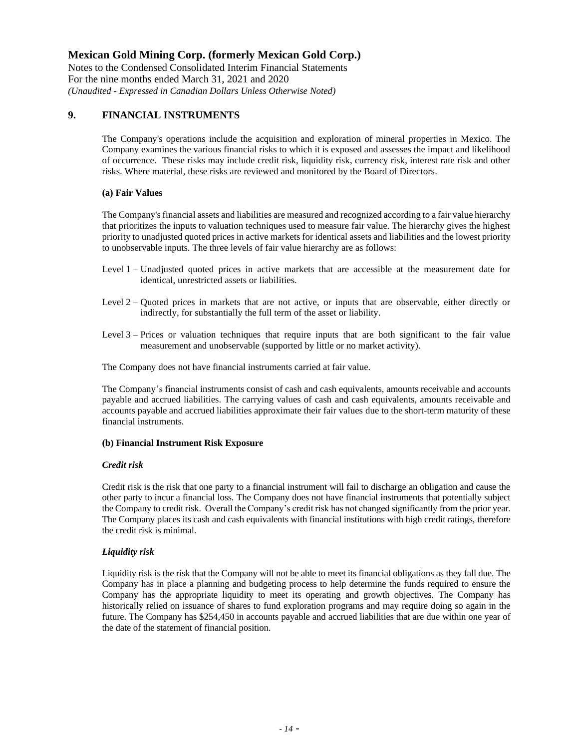## 9. FINANCIAL INSTRUMENTS

The Company's operations include the acquisition and exploration of mineral properties in Mexico. The Company examines the various financial risks to which it is exposed and assesses the impact and likelihood of occurrence. These risks may include credit risk, liquidity risk, currency risk, interest rate risk and other risks. Where material, these risks are reviewed and monitored by the Board of Directors.

### (a) Fair Values

The Company's financial assets and liabilities are measured and recognized according to a fair value hierarchy that prioritizes the inputs to valuation techniques used to measure fair value. The hierarchy gives the highest priority to unadjusted quoted prices in active markets for identical assets and liabilities and the lowest priority to unobservable inputs. The three levels of fair value hierarchy are as follows:

Level 1 – Unadjusted quoted prices in active markets that are accessible at the measurement date for identical, unrestricted assets or liabilities.

Level 2 – Quoted prices in markets that are not active, or inputs that are observable, either directly or indirectly, for substantially the full term of the asset or liability.

Level 3 – Prices or valuation techniques that require inputs that are both significant to the fair value measurement and unobservable (supported by little or no market activity).

The Company does not have financial instruments carried at fair value.

The Company's financial instruments consist of cash and cash equivalents, amounts receivable and accounts payable and accrued liabilities. The carrying values of cash and cash equivalents, amounts receivable and accounts payable and accrued liabilities approximate their fair values due to the short-term maturity of these financial instruments.

### (b) Financial Instrument Risk Exposure

***Credit risk***

Credit risk is the risk that one party to a financial instrument will fail to discharge an obligation and cause the other party to incur a financial loss. The Company does not have financial instruments that potentially subject the Company to credit risk. Overall the Company's credit risk has not changed significantly from the prior year. The Company places its cash and cash equivalents with financial institutions with high credit ratings, therefore the credit risk is minimal.

***Liquidity risk***

Liquidity risk is the risk that the Company will not be able to meet its financial obligations as they fall due. The Company has in place a planning and budgeting process to help determine the funds required to ensure the Company has the appropriate liquidity to meet its operating and growth objectives. The Company has historically relied on issuance of shares to fund exploration programs and may require doing so again in the future. The Company has $254,450 in accounts payable and accrued liabilities that are due within one year of the date of the statement of financial position.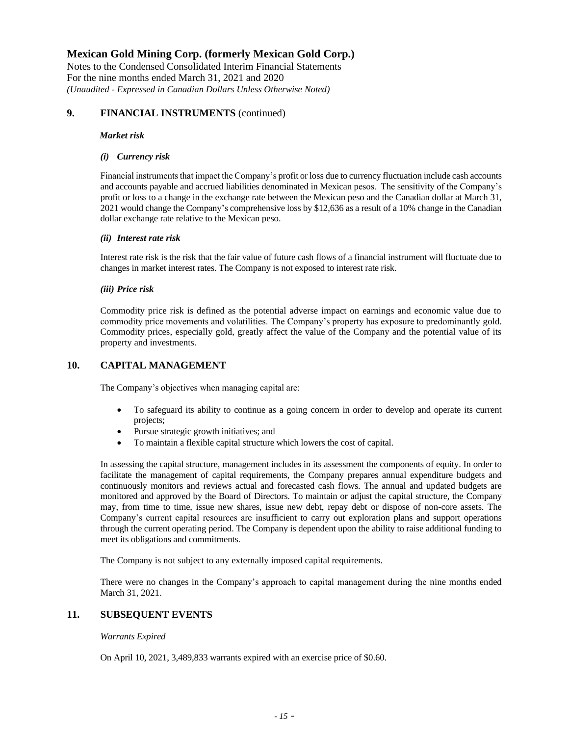## 9. FINANCIAL INSTRUMENTS (continued)

***Market risk***

***(i) Currency risk***

Financial instruments that impact the Company's profit or loss due to currency fluctuation include cash accounts and accounts payable and accrued liabilities denominated in Mexican pesos. The sensitivity of the Company's profit or loss to a change in the exchange rate between the Mexican peso and the Canadian dollar at March 31, 2021 would change the Company's comprehensive loss by $12,636 as a result of a 10% change in the Canadian dollar exchange rate relative to the Mexican peso.

***(ii) Interest rate risk***

Interest rate risk is the risk that the fair value of future cash flows of a financial instrument will fluctuate due to changes in market interest rates. The Company is not exposed to interest rate risk.

***(iii) Price risk***

Commodity price risk is defined as the potential adverse impact on earnings and economic value due to commodity price movements and volatilities. The Company's property has exposure to predominantly gold. Commodity prices, especially gold, greatly affect the value of the Company and the potential value of its property and investments.

## 10. CAPITAL MANAGEMENT

The Company's objectives when managing capital are:

- To safeguard its ability to continue as a going concern in order to develop and operate its current projects;
- Pursue strategic growth initiatives; and
- To maintain a flexible capital structure which lowers the cost of capital.

In assessing the capital structure, management includes in its assessment the components of equity. In order to facilitate the management of capital requirements, the Company prepares annual expenditure budgets and continuously monitors and reviews actual and forecasted cash flows. The annual and updated budgets are monitored and approved by the Board of Directors. To maintain or adjust the capital structure, the Company may, from time to time, issue new shares, issue new debt, repay debt or dispose of non-core assets. The Company's current capital resources are insufficient to carry out exploration plans and support operations through the current operating period. The Company is dependent upon the ability to raise additional funding to meet its obligations and commitments.

The Company is not subject to any externally imposed capital requirements.

There were no changes in the Company's approach to capital management during the nine months ended March 31, 2021.

## 11. SUBSEQUENT EVENTS

*Warrants Expired*

On April 10, 2021, 3,489,833 warrants expired with an exercise price of $0.60.